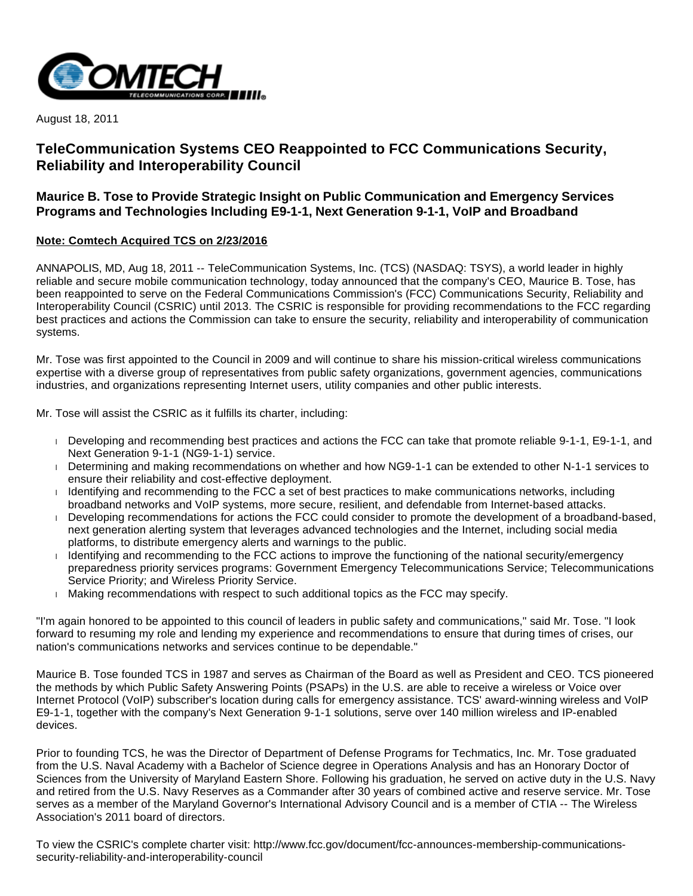August 18, 2011

# TeleCommunication Systems CEO Reappointed to FCC Communications Security, Reliability and Interoperability Council

## Maurice B. Tose to Provide Strategic Insight on Public Communication and Emergency Services Programs and Technologies Including E9-1-1, Next Generation 9-1-1, VoIP and Broadband

**Note: Comtech Acquired TCS on 2/23/2016**

ANNAPOLIS, MD, Aug 18, 2011 -- TeleCommunication Systems, Inc. (TCS) (NASDAQ: TSYS), a world leader in highly reliable and secure mobile communication technology, today announced that the company's CEO, Maurice B. Tose, has been reappointed to serve on the Federal Communications Commission's (FCC) Communications Security, Reliability and Interoperability Council (CSRIC) until 2013. The CSRIC is responsible for providing recommendations to the FCC regarding best practices and actions the Commission can take to ensure the security, reliability and interoperability of communication systems.

Mr. Tose was first appointed to the Council in 2009 and will continue to share his mission-critical wireless communications expertise with a diverse group of representatives from public safety organizations, government agencies, communications industries, and organizations representing Internet users, utility companies and other public interests.

Mr. Tose will assist the CSRIC as it fulfills its charter, including:

- Developing and recommending best practices and actions the FCC can take that promote reliable 9-1-1, E9-1-1, and Next Generation 9-1-1 (NG9-1-1) service.
- Determining and making recommendations on whether and how NG9-1-1 can be extended to other N-1-1 services to ensure their reliability and cost-effective deployment.
- Identifying and recommending to the FCC a set of best practices to make communications networks, including broadband networks and VoIP systems, more secure, resilient, and defendable from Internet-based attacks.
- Developing recommendations for actions the FCC could consider to promote the development of a broadband-based, next generation alerting system that leverages advanced technologies and the Internet, including social media platforms, to distribute emergency alerts and warnings to the public.
- Identifying and recommending to the FCC actions to improve the functioning of the national security/emergency preparedness priority services programs: Government Emergency Telecommunications Service; Telecommunications Service Priority; and Wireless Priority Service.
- Making recommendations with respect to such additional topics as the FCC may specify.

"I'm again honored to be appointed to this council of leaders in public safety and communications," said Mr. Tose. "I look forward to resuming my role and lending my experience and recommendations to ensure that during times of crises, our nation's communications networks and services continue to be dependable."

Maurice B. Tose founded TCS in 1987 and serves as Chairman of the Board as well as President and CEO. TCS pioneered the methods by which Public Safety Answering Points (PSAPs) in the U.S. are able to receive a wireless or Voice over Internet Protocol (VoIP) subscriber's location during calls for emergency assistance. TCS' award-winning wireless and VoIP E9-1-1, together with the company's Next Generation 9-1-1 solutions, serve over 140 million wireless and IP-enabled devices.

Prior to founding TCS, he was the Director of Department of Defense Programs for Techmatics, Inc. Mr. Tose graduated from the U.S. Naval Academy with a Bachelor of Science degree in Operations Analysis and has an Honorary Doctor of Sciences from the University of Maryland Eastern Shore. Following his graduation, he served on active duty in the U.S. Navy and retired from the U.S. Navy Reserves as a Commander after 30 years of combined active and reserve service. Mr. Tose serves as a member of the Maryland Governor's International Advisory Council and is a member of CTIA -- The Wireless Association's 2011 board of directors.

To view the CSRIC's complete charter visit: http://www.fcc.gov/document/fcc-announces-membership-communications-security-reliability-and-interoperability-council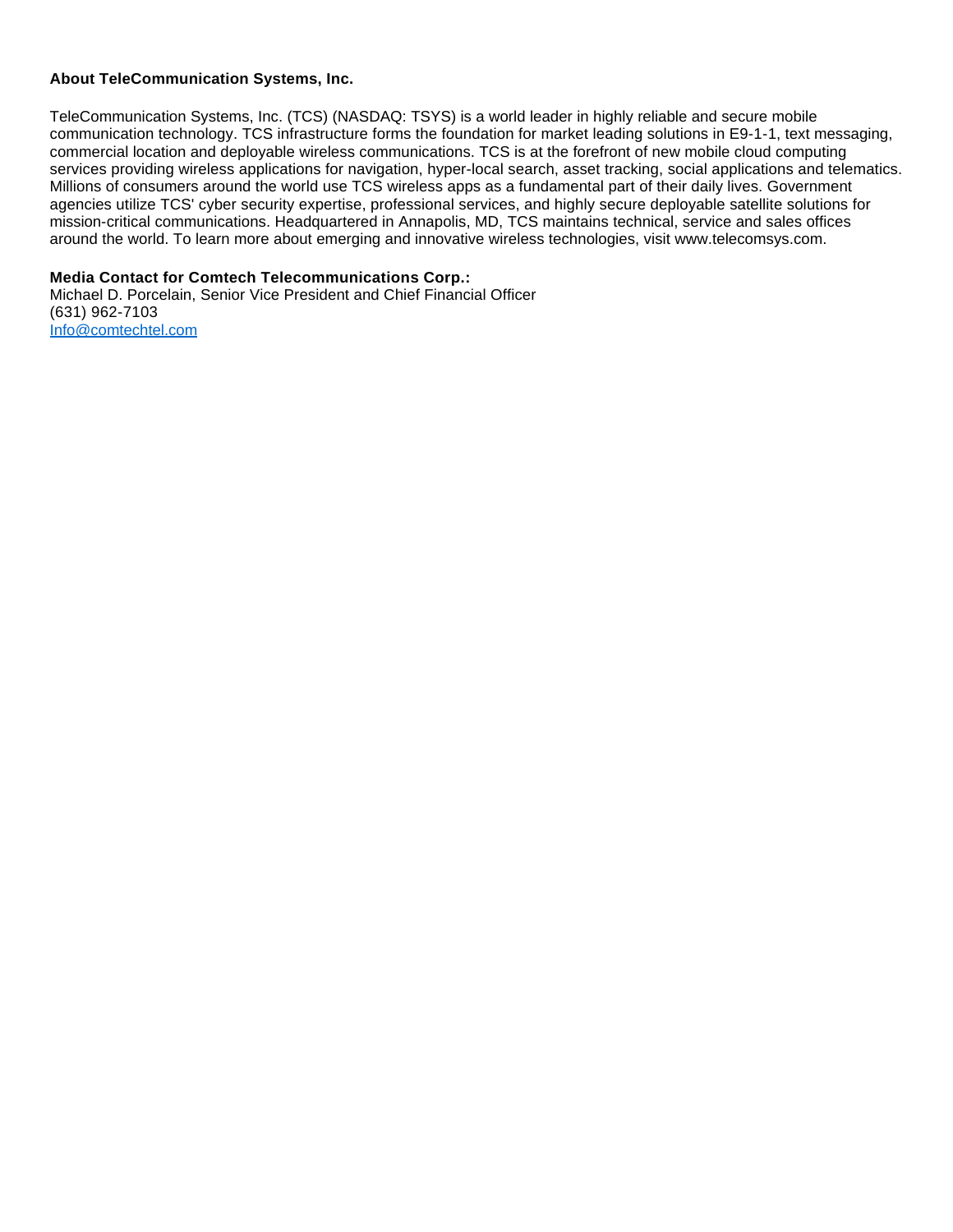**About TeleCommunication Systems, Inc.**

TeleCommunication Systems, Inc. (TCS) (NASDAQ: TSYS) is a world leader in highly reliable and secure mobile communication technology. TCS infrastructure forms the foundation for market leading solutions in E9-1-1, text messaging, commercial location and deployable wireless communications. TCS is at the forefront of new mobile cloud computing services providing wireless applications for navigation, hyper-local search, asset tracking, social applications and telematics. Millions of consumers around the world use TCS wireless apps as a fundamental part of their daily lives. Government agencies utilize TCS' cyber security expertise, professional services, and highly secure deployable satellite solutions for mission-critical communications. Headquartered in Annapolis, MD, TCS maintains technical, service and sales offices around the world. To learn more about emerging and innovative wireless technologies, visit www.telecomsys.com.

**Media Contact for Comtech Telecommunications Corp.:**
Michael D. Porcelain, Senior Vice President and Chief Financial Officer
(631) 962-7103
Info@comtechtel.com